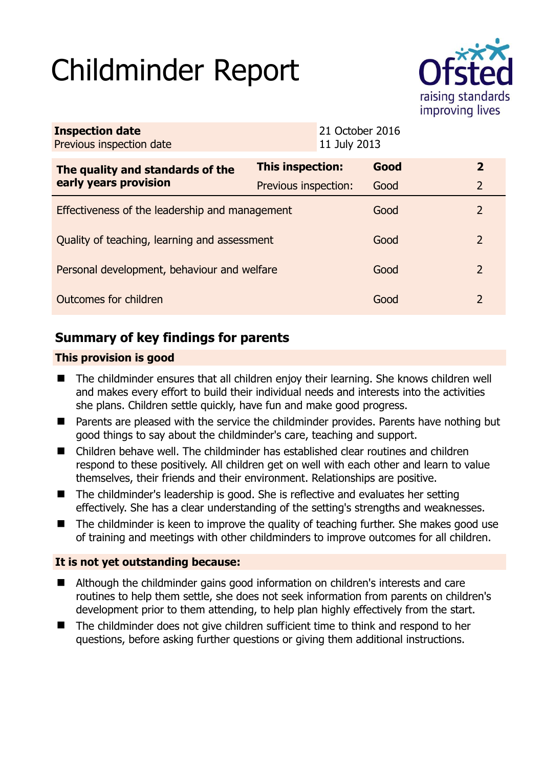# Childminder Report

| Inspection date | 21 October 2016 |
|---|---|
| Previous inspection date | 11 July 2013 |

| The quality and standards of the early years provision | This inspection: | Good | 2 |
|---|---|---|---|
| | Previous inspection: | Good | 2 |
| Effectiveness of the leadership and management | | Good | 2 |
| Quality of teaching, learning and assessment | | Good | 2 |
| Personal development, behaviour and welfare | | Good | 2 |
| Outcomes for children | | Good | 2 |

## Summary of key findings for parents

**This provision is good**

- The childminder ensures that all children enjoy their learning. She knows children well and makes every effort to build their individual needs and interests into the activities she plans. Children settle quickly, have fun and make good progress.
- Parents are pleased with the service the childminder provides. Parents have nothing but good things to say about the childminder's care, teaching and support.
- Children behave well. The childminder has established clear routines and children respond to these positively. All children get on well with each other and learn to value themselves, their friends and their environment. Relationships are positive.
- The childminder's leadership is good. She is reflective and evaluates her setting effectively. She has a clear understanding of the setting's strengths and weaknesses.
- The childminder is keen to improve the quality of teaching further. She makes good use of training and meetings with other childminders to improve outcomes for all children.

**It is not yet outstanding because:**

- Although the childminder gains good information on children's interests and care routines to help them settle, she does not seek information from parents on children's development prior to them attending, to help plan highly effectively from the start.
- The childminder does not give children sufficient time to think and respond to her questions, before asking further questions or giving them additional instructions.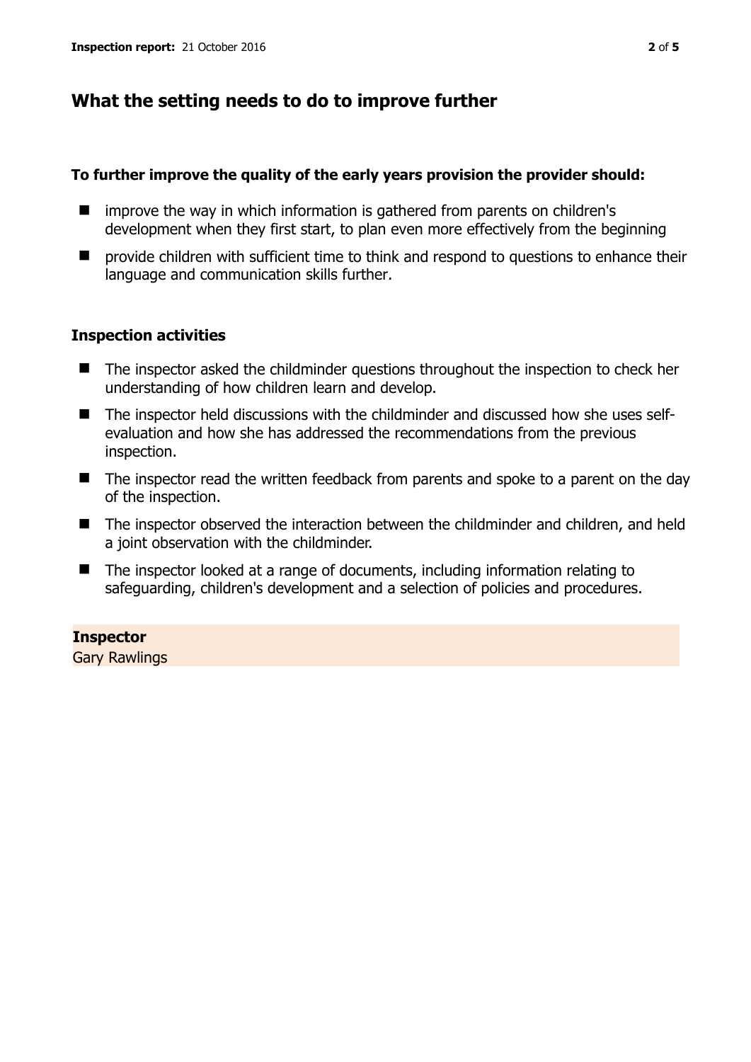## What the setting needs to do to improve further

**To further improve the quality of the early years provision the provider should:**

- improve the way in which information is gathered from parents on children's development when they first start, to plan even more effectively from the beginning
- provide children with sufficient time to think and respond to questions to enhance their language and communication skills further.

### Inspection activities

- The inspector asked the childminder questions throughout the inspection to check her understanding of how children learn and develop.
- The inspector held discussions with the childminder and discussed how she uses self-evaluation and how she has addressed the recommendations from the previous inspection.
- The inspector read the written feedback from parents and spoke to a parent on the day of the inspection.
- The inspector observed the interaction between the childminder and children, and held a joint observation with the childminder.
- The inspector looked at a range of documents, including information relating to safeguarding, children's development and a selection of policies and procedures.

**Inspector**
Gary Rawlings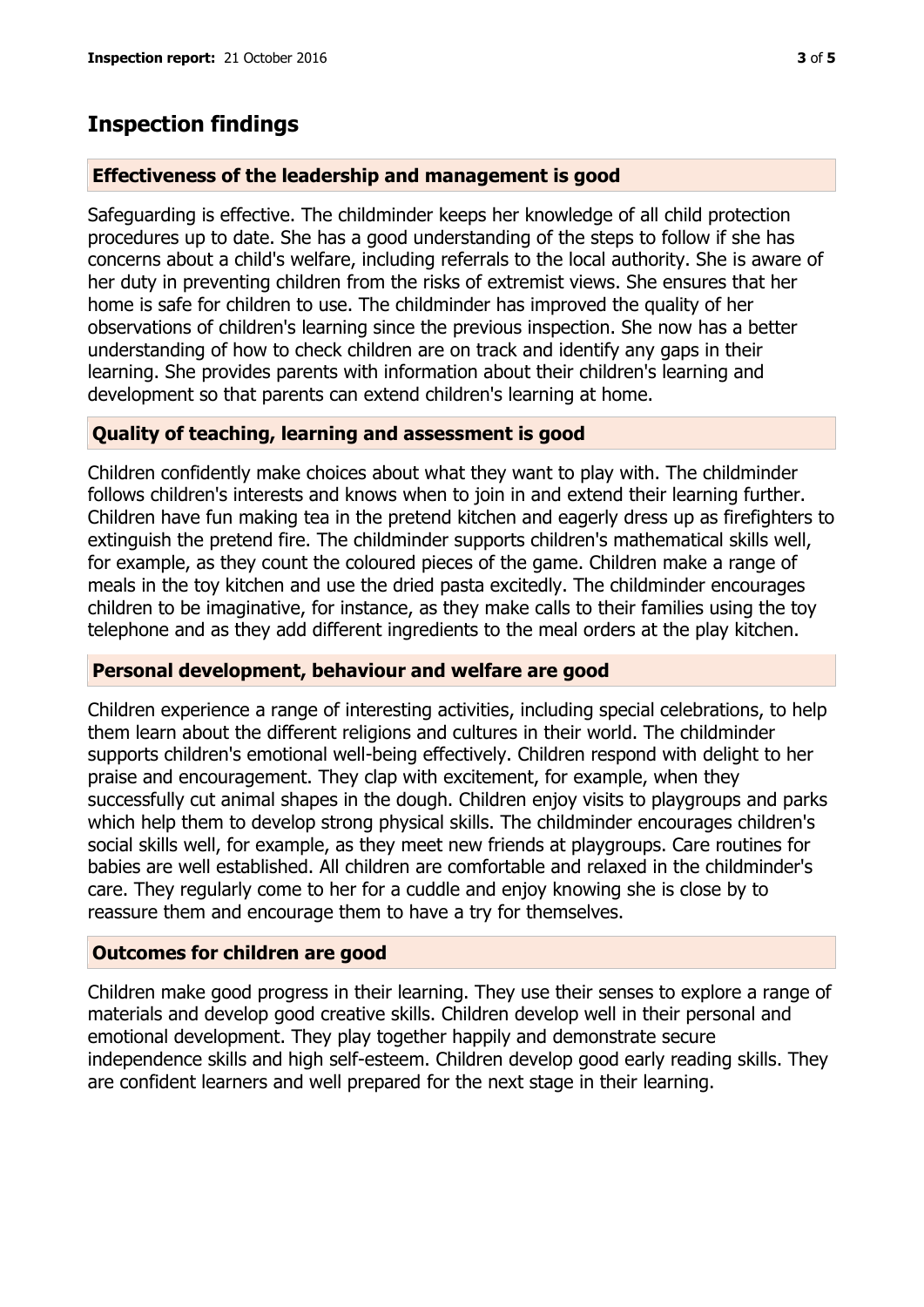## Inspection findings

### Effectiveness of the leadership and management is good

Safeguarding is effective. The childminder keeps her knowledge of all child protection procedures up to date. She has a good understanding of the steps to follow if she has concerns about a child's welfare, including referrals to the local authority. She is aware of her duty in preventing children from the risks of extremist views. She ensures that her home is safe for children to use. The childminder has improved the quality of her observations of children's learning since the previous inspection. She now has a better understanding of how to check children are on track and identify any gaps in their learning. She provides parents with information about their children's learning and development so that parents can extend children's learning at home.

### Quality of teaching, learning and assessment is good

Children confidently make choices about what they want to play with. The childminder follows children's interests and knows when to join in and extend their learning further. Children have fun making tea in the pretend kitchen and eagerly dress up as firefighters to extinguish the pretend fire. The childminder supports children's mathematical skills well, for example, as they count the coloured pieces of the game. Children make a range of meals in the toy kitchen and use the dried pasta excitedly. The childminder encourages children to be imaginative, for instance, as they make calls to their families using the toy telephone and as they add different ingredients to the meal orders at the play kitchen.

### Personal development, behaviour and welfare are good

Children experience a range of interesting activities, including special celebrations, to help them learn about the different religions and cultures in their world. The childminder supports children's emotional well-being effectively. Children respond with delight to her praise and encouragement. They clap with excitement, for example, when they successfully cut animal shapes in the dough. Children enjoy visits to playgroups and parks which help them to develop strong physical skills. The childminder encourages children's social skills well, for example, as they meet new friends at playgroups. Care routines for babies are well established. All children are comfortable and relaxed in the childminder's care. They regularly come to her for a cuddle and enjoy knowing she is close by to reassure them and encourage them to have a try for themselves.

### Outcomes for children are good

Children make good progress in their learning. They use their senses to explore a range of materials and develop good creative skills. Children develop well in their personal and emotional development. They play together happily and demonstrate secure independence skills and high self-esteem. Children develop good early reading skills. They are confident learners and well prepared for the next stage in their learning.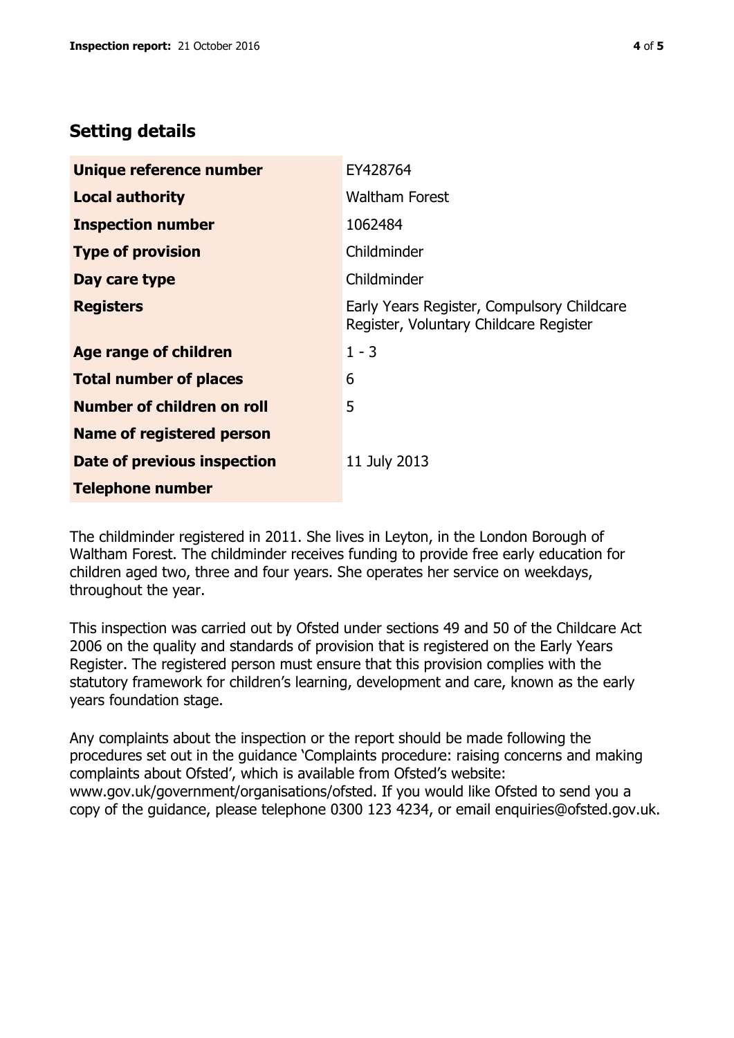## Setting details

| | |
|---|---|
| **Unique reference number** | EY428764 |
| **Local authority** | Waltham Forest |
| **Inspection number** | 1062484 |
| **Type of provision** | Childminder |
| **Day care type** | Childminder |
| **Registers** | Early Years Register, Compulsory Childcare Register, Voluntary Childcare Register |
| **Age range of children** | 1 - 3 |
| **Total number of places** | 6 |
| **Number of children on roll** | 5 |
| **Name of registered person** | |
| **Date of previous inspection** | 11 July 2013 |
| **Telephone number** | |

The childminder registered in 2011. She lives in Leyton, in the London Borough of Waltham Forest. The childminder receives funding to provide free early education for children aged two, three and four years. She operates her service on weekdays, throughout the year.

This inspection was carried out by Ofsted under sections 49 and 50 of the Childcare Act 2006 on the quality and standards of provision that is registered on the Early Years Register. The registered person must ensure that this provision complies with the statutory framework for children's learning, development and care, known as the early years foundation stage.

Any complaints about the inspection or the report should be made following the procedures set out in the guidance 'Complaints procedure: raising concerns and making complaints about Ofsted', which is available from Ofsted's website: www.gov.uk/government/organisations/ofsted. If you would like Ofsted to send you a copy of the guidance, please telephone 0300 123 4234, or email enquiries@ofsted.gov.uk.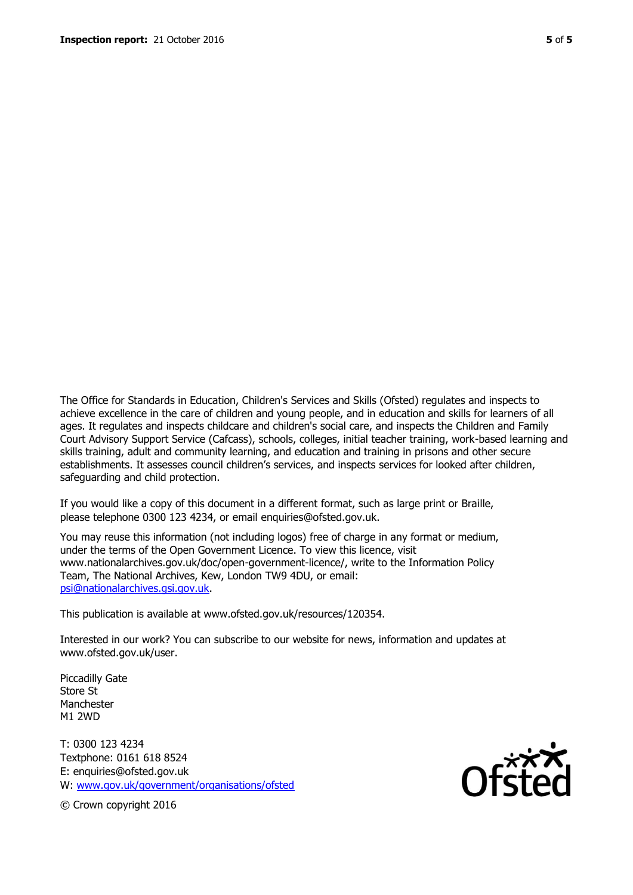The Office for Standards in Education, Children's Services and Skills (Ofsted) regulates and inspects to achieve excellence in the care of children and young people, and in education and skills for learners of all ages. It regulates and inspects childcare and children's social care, and inspects the Children and Family Court Advisory Support Service (Cafcass), schools, colleges, initial teacher training, work-based learning and skills training, adult and community learning, and education and training in prisons and other secure establishments. It assesses council children's services, and inspects services for looked after children, safeguarding and child protection.

If you would like a copy of this document in a different format, such as large print or Braille, please telephone 0300 123 4234, or email enquiries@ofsted.gov.uk.

You may reuse this information (not including logos) free of charge in any format or medium, under the terms of the Open Government Licence. To view this licence, visit www.nationalarchives.gov.uk/doc/open-government-licence/, write to the Information Policy Team, The National Archives, Kew, London TW9 4DU, or email: psi@nationalarchives.gsi.gov.uk.

This publication is available at www.ofsted.gov.uk/resources/120354.

Interested in our work? You can subscribe to our website for news, information and updates at www.ofsted.gov.uk/user.

Piccadilly Gate
Store St
Manchester
M1 2WD

T: 0300 123 4234
Textphone: 0161 618 8524
E: enquiries@ofsted.gov.uk
W: www.gov.uk/government/organisations/ofsted

© Crown copyright 2016